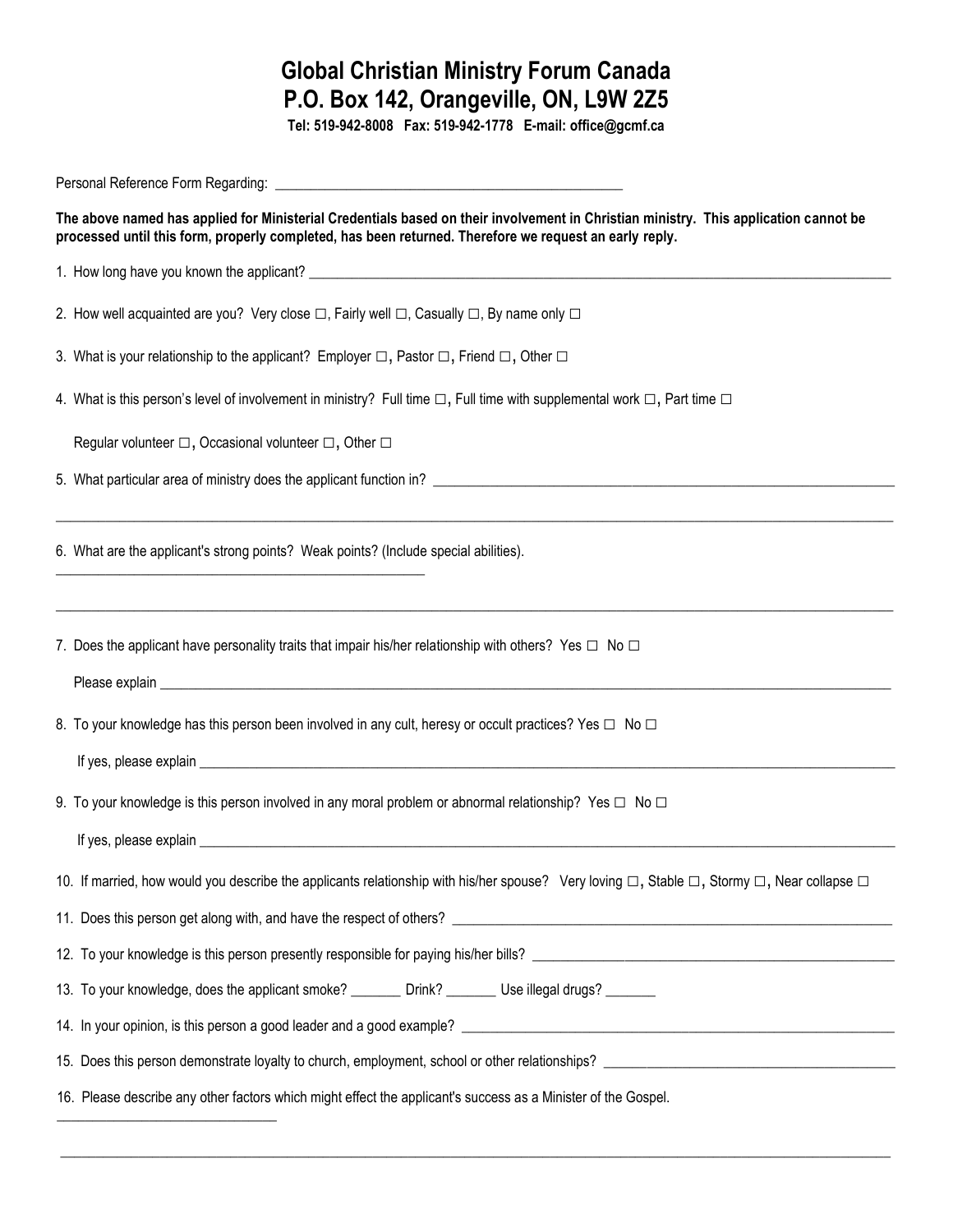# Global Christian Ministry Forum Canada
# P.O. Box 142, Orangeville, ON, L9W 2Z5

**Tel: 519-942-8008 Fax: 519-942-1778 E-mail: office@gcmf.ca**

Personal Reference Form Regarding: ____________________________________________________

**The above named has applied for Ministerial Credentials based on their involvement in Christian ministry. This application cannot be processed until this form, properly completed, has been returned. Therefore we request an early reply.**

1. How long have you known the applicant? ____________________________________________________

2. How well acquainted are you? Very close ☐, Fairly well ☐, Casually ☐, By name only ☐

3. What is your relationship to the applicant? Employer ☐, Pastor ☐, Friend ☐, Other ☐

4. What is this person's level of involvement in ministry? Full time ☐, Full time with supplemental work ☐, Part time ☐

   Regular volunteer ☐, Occasional volunteer ☐, Other ☐

5. What particular area of ministry does the applicant function in? ____________________________________________________

   ____________________________________________________

6. What are the applicant's strong points? Weak points? (Include special abilities).

   ____________________________________________________

   ____________________________________________________

7. Does the applicant have personality traits that impair his/her relationship with others? Yes ☐ No ☐

   Please explain ____________________________________________________

8. To your knowledge has this person been involved in any cult, heresy or occult practices? Yes ☐ No ☐

   If yes, please explain ____________________________________________________

9. To your knowledge is this person involved in any moral problem or abnormal relationship? Yes ☐ No ☐

   If yes, please explain ____________________________________________________

10. If married, how would you describe the applicants relationship with his/her spouse? Very loving ☐, Stable ☐, Stormy ☐, Near collapse ☐

11. Does this person get along with, and have the respect of others? ____________________________________________________

12. To your knowledge is this person presently responsible for paying his/her bills? ____________________________________________________

13. To your knowledge, does the applicant smoke? _______ Drink? _______ Use illegal drugs? _______

14. In your opinion, is this person a good leader and a good example? ____________________________________________________

15. Does this person demonstrate loyalty to church, employment, school or other relationships? ____________________________________________________

16. Please describe any other factors which might effect the applicant's success as a Minister of the Gospel.

    ____________________________________________________

    ____________________________________________________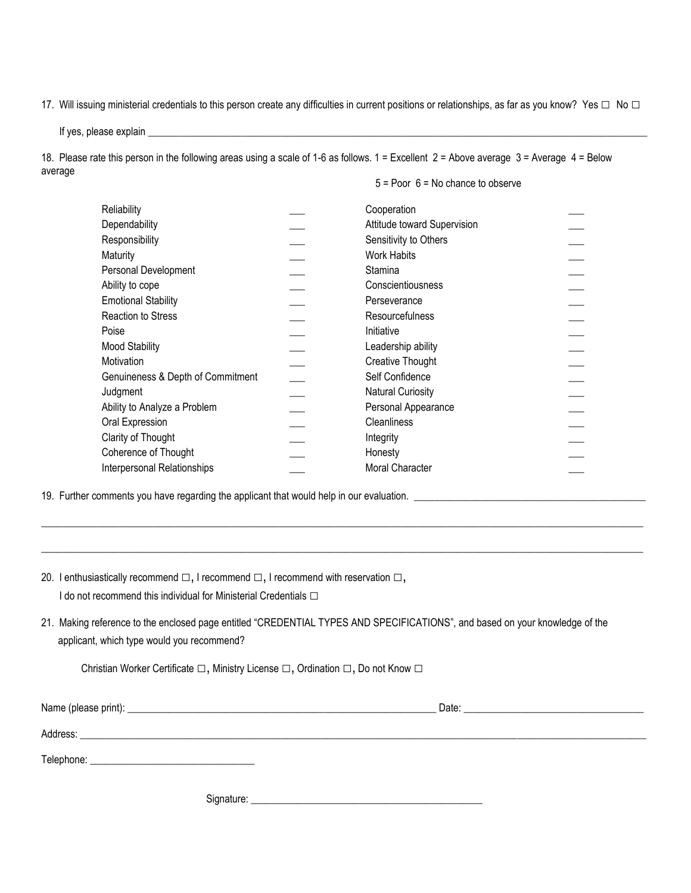17. Will issuing ministerial credentials to this person create any difficulties in current positions or relationships, as far as you know? Yes ☐ No ☐

    If yes, please explain ____________________________________________________________________________________________

18. Please rate this person in the following areas using a scale of 1-6 as follows. 1 = Excellent 2 = Above average 3 = Average 4 = Below average 5 = Poor 6 = No chance to observe

| | | | |
|---|---|---|---|
| Reliability | ___ | Cooperation | ___ |
| Dependability | ___ | Attitude toward Supervision | ___ |
| Responsibility | ___ | Sensitivity to Others | ___ |
| Maturity | ___ | Work Habits | ___ |
| Personal Development | ___ | Stamina | ___ |
| Ability to cope | ___ | Conscientiousness | ___ |
| Emotional Stability | ___ | Perseverance | ___ |
| Reaction to Stress | ___ | Resourcefulness | ___ |
| Poise | ___ | Initiative | ___ |
| Mood Stability | ___ | Leadership ability | ___ |
| Motivation | ___ | Creative Thought | ___ |
| Genuineness & Depth of Commitment | ___ | Self Confidence | ___ |
| Judgment | ___ | Natural Curiosity | ___ |
| Ability to Analyze a Problem | ___ | Personal Appearance | ___ |
| Oral Expression | ___ | Cleanliness | ___ |
| Clarity of Thought | ___ | Integrity | ___ |
| Coherence of Thought | ___ | Honesty | ___ |
| Interpersonal Relationships | ___ | Moral Character | ___ |

19. Further comments you have regarding the applicant that would help in our evaluation. ____________________________________________

______________________________________________________________________________________________________________

______________________________________________________________________________________________________________

20. I enthusiastically recommend ☐, I recommend ☐, I recommend with reservation ☐,
    I do not recommend this individual for Ministerial Credentials ☐

21. Making reference to the enclosed page entitled "CREDENTIAL TYPES AND SPECIFICATIONS", and based on your knowledge of the applicant, which type would you recommend?

    Christian Worker Certificate ☐, Ministry License ☐, Ordination ☐, Do not Know ☐

Name (please print): ____________________________________________________________ Date: __________________________________

Address: ______________________________________________________________________________________________________________

Telephone: ________________________________

Signature: ____________________________________________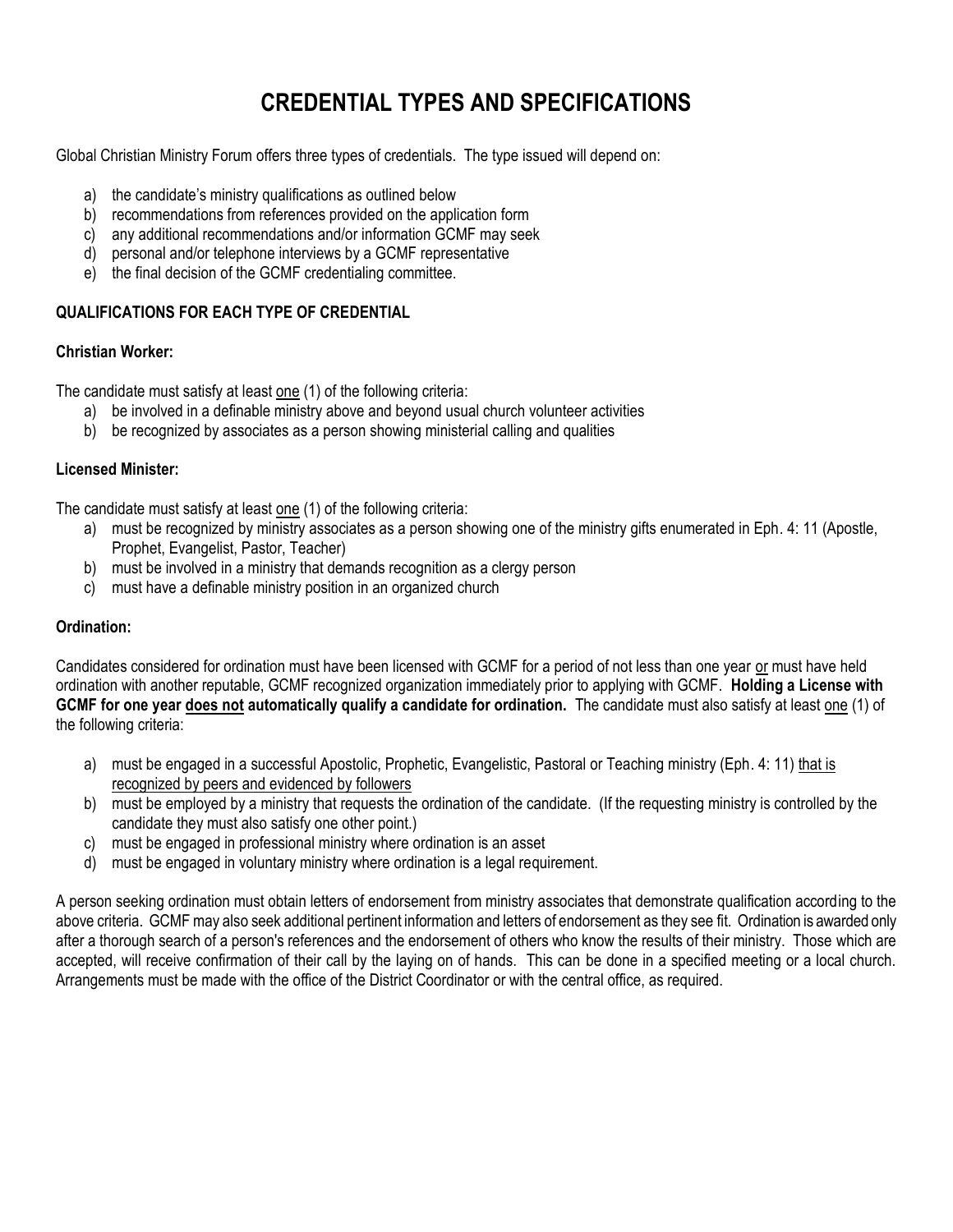# CREDENTIAL TYPES AND SPECIFICATIONS

Global Christian Ministry Forum offers three types of credentials. The type issued will depend on:

a) the candidate's ministry qualifications as outlined below
b) recommendations from references provided on the application form
c) any additional recommendations and/or information GCMF may seek
d) personal and/or telephone interviews by a GCMF representative
e) the final decision of the GCMF credentialing committee.

## QUALIFICATIONS FOR EACH TYPE OF CREDENTIAL

### Christian Worker:

The candidate must satisfy at least <u>one</u> (1) of the following criteria:

a) be involved in a definable ministry above and beyond usual church volunteer activities
b) be recognized by associates as a person showing ministerial calling and qualities

### Licensed Minister:

The candidate must satisfy at least <u>one</u> (1) of the following criteria:

a) must be recognized by ministry associates as a person showing one of the ministry gifts enumerated in Eph. 4: 11 (Apostle, Prophet, Evangelist, Pastor, Teacher)
b) must be involved in a ministry that demands recognition as a clergy person
c) must have a definable ministry position in an organized church

### Ordination:

Candidates considered for ordination must have been licensed with GCMF for a period of not less than one year <u>or</u> must have held ordination with another reputable, GCMF recognized organization immediately prior to applying with GCMF. **Holding a License with GCMF for one year <u>does not</u> automatically qualify a candidate for ordination.** The candidate must also satisfy at least <u>one</u> (1) of the following criteria:

a) must be engaged in a successful Apostolic, Prophetic, Evangelistic, Pastoral or Teaching ministry (Eph. 4: 11) <u>that is recognized by peers and evidenced by followers</u>
b) must be employed by a ministry that requests the ordination of the candidate. (If the requesting ministry is controlled by the candidate they must also satisfy one other point.)
c) must be engaged in professional ministry where ordination is an asset
d) must be engaged in voluntary ministry where ordination is a legal requirement.

A person seeking ordination must obtain letters of endorsement from ministry associates that demonstrate qualification according to the above criteria. GCMF may also seek additional pertinent information and letters of endorsement as they see fit. Ordination is awarded only after a thorough search of a person's references and the endorsement of others who know the results of their ministry. Those which are accepted, will receive confirmation of their call by the laying on of hands. This can be done in a specified meeting or a local church. Arrangements must be made with the office of the District Coordinator or with the central office, as required.